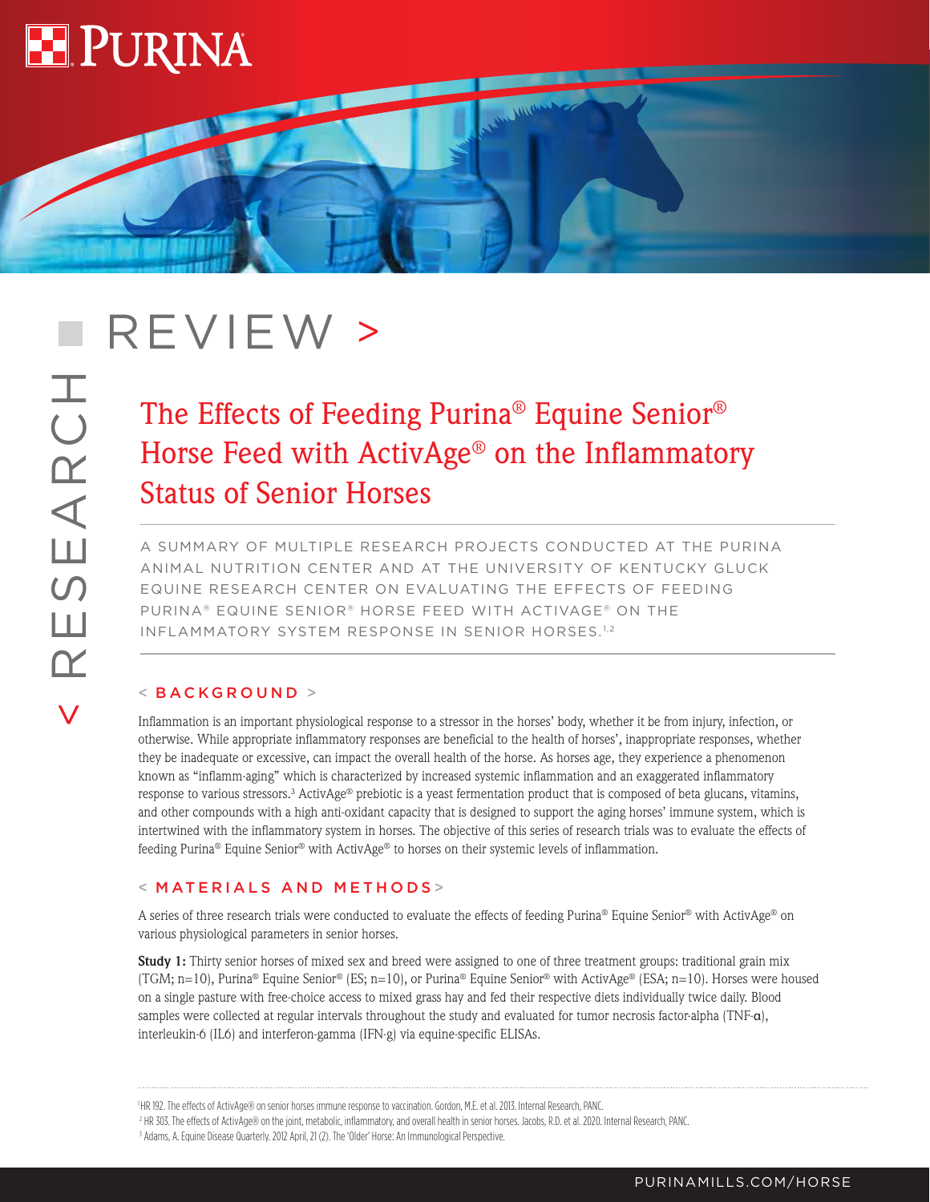# RESEARCH REVIEW >

## The Effects of Feeding Purina® Equine Senior® Horse Feed with ActivAge® on the Inflammatory Status of Senior Horses

A SUMMARY OF MULTIPLE RESEARCH PROJECTS CONDUCTED AT THE PURINA ANIMAL NUTRITION CENTER AND AT THE UNIVERSITY OF KENTUCKY GLUCK EQUINE RESEARCH CENTER ON EVALUATING THE EFFECTS OF FEEDING PURINA® EQUINE SENIOR® HORSE FEED WITH ACTIVAGE® ON THE INFLAMMATORY SYSTEM RESPONSE IN SENIOR HORSES.[1,2]

### < BACKGROUND >

Inflammation is an important physiological response to a stressor in the horses' body, whether it be from injury, infection, or otherwise. While appropriate inflammatory responses are beneficial to the health of horses', inappropriate responses, whether they be inadequate or excessive, can impact the overall health of the horse. As horses age, they experience a phenomenon known as "inflamm-aging" which is characterized by increased systemic inflammation and an exaggerated inflammatory response to various stressors.[3] ActivAge® prebiotic is a yeast fermentation product that is composed of beta glucans, vitamins, and other compounds with a high anti-oxidant capacity that is designed to support the aging horses' immune system, which is intertwined with the inflammatory system in horses. The objective of this series of research trials was to evaluate the effects of feeding Purina® Equine Senior® with ActivAge® to horses on their systemic levels of inflammation.

### < MATERIALS AND METHODS >

A series of three research trials were conducted to evaluate the effects of feeding Purina® Equine Senior® with ActivAge® on various physiological parameters in senior horses.

**Study 1:** Thirty senior horses of mixed sex and breed were assigned to one of three treatment groups: traditional grain mix (TGM; n=10), Purina® Equine Senior® (ES; n=10), or Purina® Equine Senior® with ActivAge® (ESA; n=10). Horses were housed on a single pasture with free-choice access to mixed grass hay and fed their respective diets individually twice daily. Blood samples were collected at regular intervals throughout the study and evaluated for tumor necrosis factor-alpha (TNF-α), interleukin-6 (IL6) and interferon-gamma (IFN-g) via equine-specific ELISAs.

---

[1] HR 192. The effects of ActivAge® on senior horses immune response to vaccination. Gordon, M.E. et al. 2013. Internal Research, PANC.

[2] HR 303. The effects of ActivAge® on the joint, metabolic, inflammatory, and overall health in senior horses. Jacobs, R.D. et al. 2020. Internal Research, PANC.

[3] Adams, A. Equine Disease Quarterly. 2012 April, 21 (2). The 'Older' Horse: An Immunological Perspective.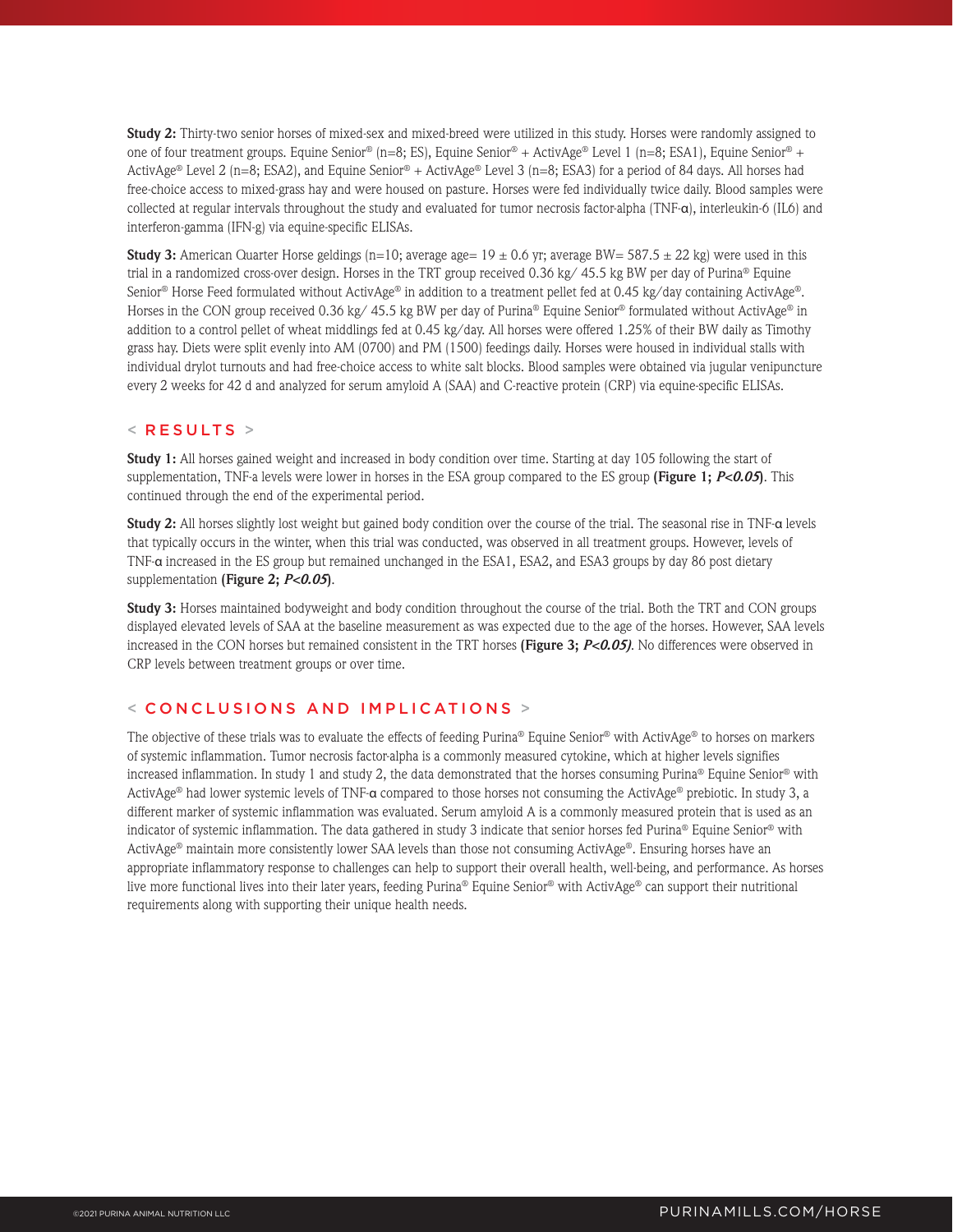**Study 2:** Thirty-two senior horses of mixed-sex and mixed-breed were utilized in this study. Horses were randomly assigned to one of four treatment groups. Equine Senior® (n=8; ES), Equine Senior® + ActivAge® Level 1 (n=8; ESA1), Equine Senior® + ActivAge® Level 2 (n=8; ESA2), and Equine Senior® + ActivAge® Level 3 (n=8; ESA3) for a period of 84 days. All horses had free-choice access to mixed-grass hay and were housed on pasture. Horses were fed individually twice daily. Blood samples were collected at regular intervals throughout the study and evaluated for tumor necrosis factor-alpha (TNF-α), interleukin-6 (IL6) and interferon-gamma (IFN-g) via equine-specific ELISAs.

**Study 3:** American Quarter Horse geldings (n=10; average age= 19 ± 0.6 yr; average BW= 587.5 ± 22 kg) were used in this trial in a randomized cross-over design. Horses in the TRT group received 0.36 kg/ 45.5 kg BW per day of Purina® Equine Senior® Horse Feed formulated without ActivAge® in addition to a treatment pellet fed at 0.45 kg/day containing ActivAge®. Horses in the CON group received 0.36 kg/ 45.5 kg BW per day of Purina® Equine Senior® formulated without ActivAge® in addition to a control pellet of wheat middlings fed at 0.45 kg/day. All horses were offered 1.25% of their BW daily as Timothy grass hay. Diets were split evenly into AM (0700) and PM (1500) feedings daily. Horses were housed in individual stalls with individual drylot turnouts and had free-choice access to white salt blocks. Blood samples were obtained via jugular venipuncture every 2 weeks for 42 d and analyzed for serum amyloid A (SAA) and C-reactive protein (CRP) via equine-specific ELISAs.

## < RESULTS >

**Study 1:** All horses gained weight and increased in body condition over time. Starting at day 105 following the start of supplementation, TNF-a levels were lower in horses in the ESA group compared to the ES group **(Figure 1; *P<0.05*)**. This continued through the end of the experimental period.

**Study 2:** All horses slightly lost weight but gained body condition over the course of the trial. The seasonal rise in TNF-α levels that typically occurs in the winter, when this trial was conducted, was observed in all treatment groups. However, levels of TNF-α increased in the ES group but remained unchanged in the ESA1, ESA2, and ESA3 groups by day 86 post dietary supplementation **(Figure 2; *P<0.05*)**.

**Study 3:** Horses maintained bodyweight and body condition throughout the course of the trial. Both the TRT and CON groups displayed elevated levels of SAA at the baseline measurement as was expected due to the age of the horses. However, SAA levels increased in the CON horses but remained consistent in the TRT horses **(Figure 3; *P<0.05)***. No differences were observed in CRP levels between treatment groups or over time.

## < CONCLUSIONS AND IMPLICATIONS >

The objective of these trials was to evaluate the effects of feeding Purina® Equine Senior® with ActivAge® to horses on markers of systemic inflammation. Tumor necrosis factor-alpha is a commonly measured cytokine, which at higher levels signifies increased inflammation. In study 1 and study 2, the data demonstrated that the horses consuming Purina® Equine Senior® with ActivAge® had lower systemic levels of TNF-α compared to those horses not consuming the ActivAge® prebiotic. In study 3, a different marker of systemic inflammation was evaluated. Serum amyloid A is a commonly measured protein that is used as an indicator of systemic inflammation. The data gathered in study 3 indicate that senior horses fed Purina® Equine Senior® with ActivAge® maintain more consistently lower SAA levels than those not consuming ActivAge®. Ensuring horses have an appropriate inflammatory response to challenges can help to support their overall health, well-being, and performance. As horses live more functional lives into their later years, feeding Purina® Equine Senior® with ActivAge® can support their nutritional requirements along with supporting their unique health needs.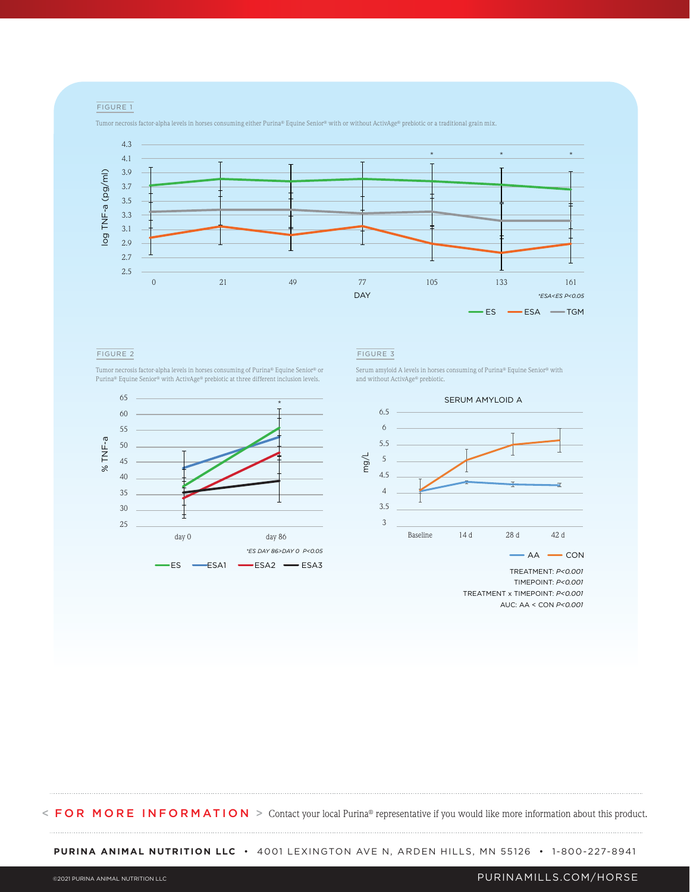FIGURE 1

Tumor necrosis factor-alpha levels in horses consuming either Purina® Equine Senior® with or without ActivAge® prebiotic or a traditional grain mix.

log TNF-a (pg/ml)

4.3
4.1
3.9
3.7
3.5
3.3
3.1
2.9
2.7
2.5

0 21 49 77 105 133 161

DAY

\* \* \*

*ESA<ES P<0.05

ES ESA TGM

FIGURE 2

Tumor necrosis factor-alpha levels in horses consuming of Purina® Equine Senior® or Purina® Equine Senior® with ActivAge® prebiotic at three different inclusion levels.

% TNF-a

65
60
55
50
45
40
35
30
25

day 0 day 86

\*

*ES DAY 86>DAY 0 P<0.05

ES ESA1 ESA2 ESA3

FIGURE 3

Serum amyloid A levels in horses consuming of Purina® Equine Senior® with and without ActivAge® prebiotic.

SERUM AMYLOID A

mg/L

6.5
6
5.5
5
4.5
4
3.5
3

Baseline 14 d 28 d 42 d

AA CON

TREATMENT: *P<0.001*
TIMEPOINT: *P<0.001*
TREATMENT x TIMEPOINT: *P<0.001*
AUC: AA < CON *P<0.001*

**< FOR MORE INFORMATION >** Contact your local Purina® representative if you would like more information about this product.

**PURINA ANIMAL NUTRITION LLC** • 4001 LEXINGTON AVE N, ARDEN HILLS, MN 55126 • 1-800-227-8941

©2021 PURINA ANIMAL NUTRITION LLC

PURINAMILLS.COM/HORSE